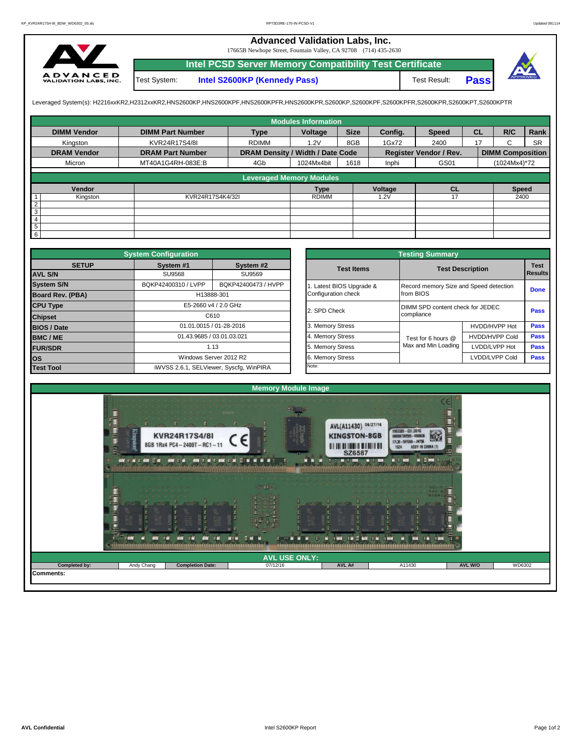# Advanced Validation Labs, Inc.

17665B Newhope Street, Fountain Valley, CA 92708 (714) 435-2630

## Intel PCSD Server Memory Compatibility Test Certificate

| Test System: | Intel S2600KP (Kennedy Pass) | Test Result: | Pass |
|---|---|---|---|

Leveraged System(s): H2216xxKR2,H2312xxKR2,HNS2600KP,HNS2600KPF,HNS2600KPFR,HNS2600KPR,S2600KP,S2600KPF,S2600KPFR,S2600KPR,S2600KPT,S2600KPTR

### Modules Information

| DIMM Vendor | DIMM Part Number | Type | Voltage | Size | Config. | Speed | CL | R/C | Rank |
|---|---|---|---|---|---|---|---|---|---|
| Kingston | KVR24R17S4/8I | RDIMM | 1.2V | 8GB | 1Gx72 | 2400 | 17 | C | SR |
| **DRAM Vendor** | **DRAM Part Number** | **DRAM Density / Width / Date Code** | | | **Register Vendor / Rev.** | | **DIMM Composition** | | |
| Micron | MT40A1G4RH-083E:B | 4Gb | 1024Mx4bit | 1618 | Inphi | GS01 | (1024Mx4)*72 | | |

### Leveraged Memory Modules

| | Vendor | | Type | Voltage | CL | Speed |
|---|---|---|---|---|---|---|
| 1 | Kingston | KVR24R17S4K4/32I | RDIMM | 1.2V | 17 | 2400 |
| 2 | | | | | | |
| 3 | | | | | | |
| 4 | | | | | | |
| 5 | | | | | | |
| 6 | | | | | | |

### System Configuration

| SETUP | System #1 | System #2 |
|---|---|---|
| AVL S/N | SU9568 | SU9569 |
| System S/N | BQKP42400310 / LVPP | BQKP42400473 / HVPP |
| Board Rev. (PBA) | H13888-301 | |
| CPU Type | E5-2660 v4 / 2.0 GHz | |
| Chipset | C610 | |
| BIOS / Date | 01.01.0015 / 01-28-2016 | |
| BMC / ME | 01.43.9685 / 03.01.03.021 | |
| FUR/SDR | 1.13 | |
| OS | Windows Server 2012 R2 | |
| Test Tool | iWVSS 2.6.1, SELViewer, Syscfg, WinPIRA | |

### Testing Summary

| Test Items | Test Description | | Test Results |
|---|---|---|---|
| 1. Latest BIOS Upgrade & Configuration check | Record memory Size and Speed detection from BIOS | | Done |
| 2. SPD Check | DIMM SPD content check for JEDEC compliance | | Pass |
| 3. Memory Stress | Test for 6 hours @ Max and Min Loading | HVDD/HVPP Hot | Pass |
| 4. Memory Stress | | HVDD/HVPP Cold | Pass |
| 5. Memory Stress | | LVDD/LVPP Hot | Pass |
| 6. Memory Stress | | LVDD/LVPP Cold | Pass |
| Note: | | | |

### Memory Module Image

### AVL USE ONLY:

| Completed by: | Andy Chang | Completion Date: | 07/12/16 | AVL A# | A11430 | AVL W/O | WD6302 |
|---|---|---|---|---|---|---|---|

Comments: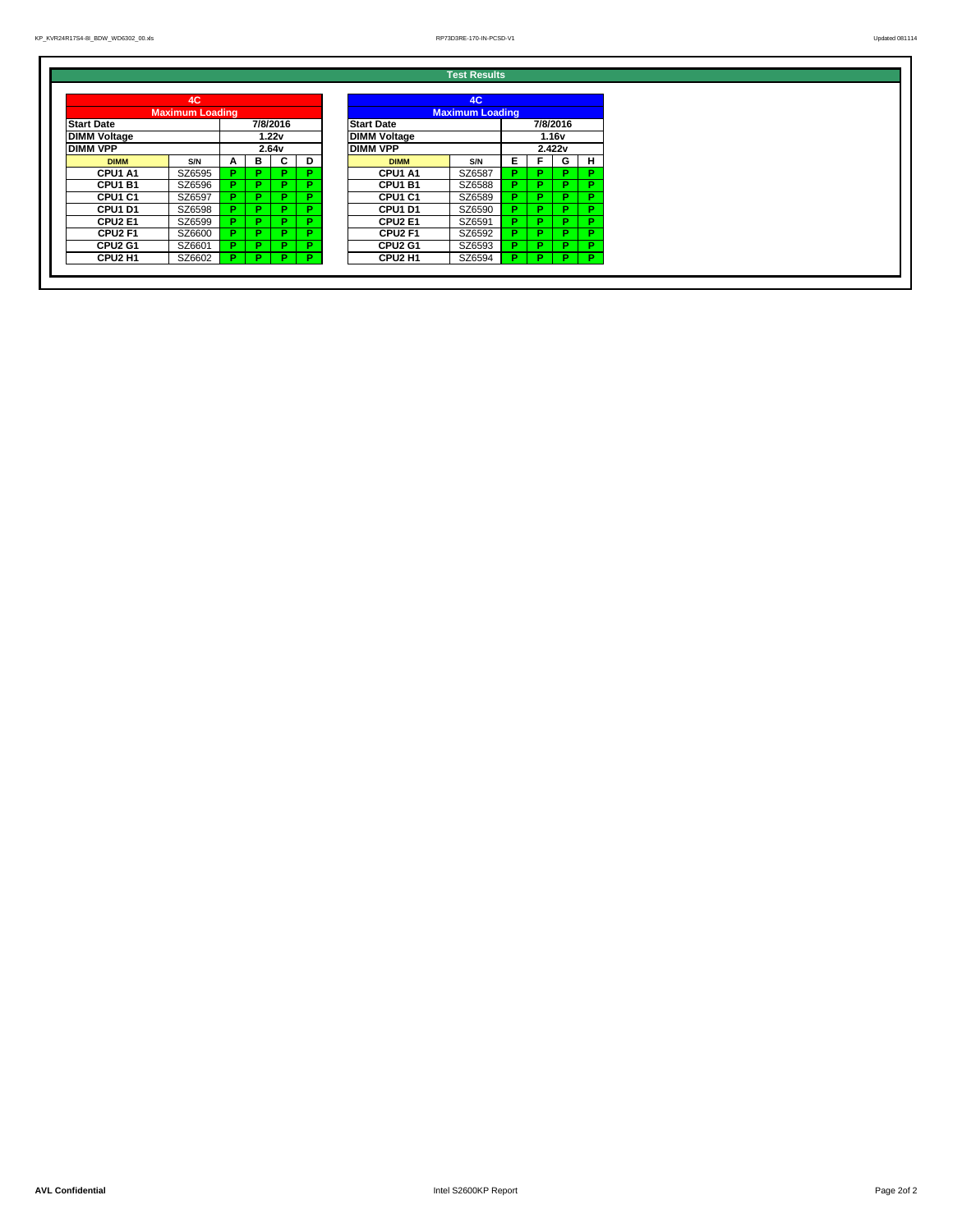## Test Results

| 4C Maximum Loading | | | | | |
|---|---|---|---|---|---|
| Start Date | | 7/8/2016 | | | |
| DIMM Voltage | | 1.22v | | | |
| DIMM VPP | | 2.64v | | | |
| DIMM | S/N | A | B | C | D |
| CPU1 A1 | SZ6595 | P | P | P | P |
| CPU1 B1 | SZ6596 | P | P | P | P |
| CPU1 C1 | SZ6597 | P | P | P | P |
| CPU1 D1 | SZ6598 | P | P | P | P |
| CPU2 E1 | SZ6599 | P | P | P | P |
| CPU2 F1 | SZ6600 | P | P | P | P |
| CPU2 G1 | SZ6601 | P | P | P | P |
| CPU2 H1 | SZ6602 | P | P | P | P |

| 4C Maximum Loading | | | | | |
|---|---|---|---|---|---|
| Start Date | | 7/8/2016 | | | |
| DIMM Voltage | | 1.16v | | | |
| DIMM VPP | | 2.422v | | | |
| DIMM | S/N | E | F | G | H |
| CPU1 A1 | SZ6587 | P | P | P | P |
| CPU1 B1 | SZ6588 | P | P | P | P |
| CPU1 C1 | SZ6589 | P | P | P | P |
| CPU1 D1 | SZ6590 | P | P | P | P |
| CPU2 E1 | SZ6591 | P | P | P | P |
| CPU2 F1 | SZ6592 | P | P | P | P |
| CPU2 G1 | SZ6593 | P | P | P | P |
| CPU2 H1 | SZ6594 | P | P | P | P |